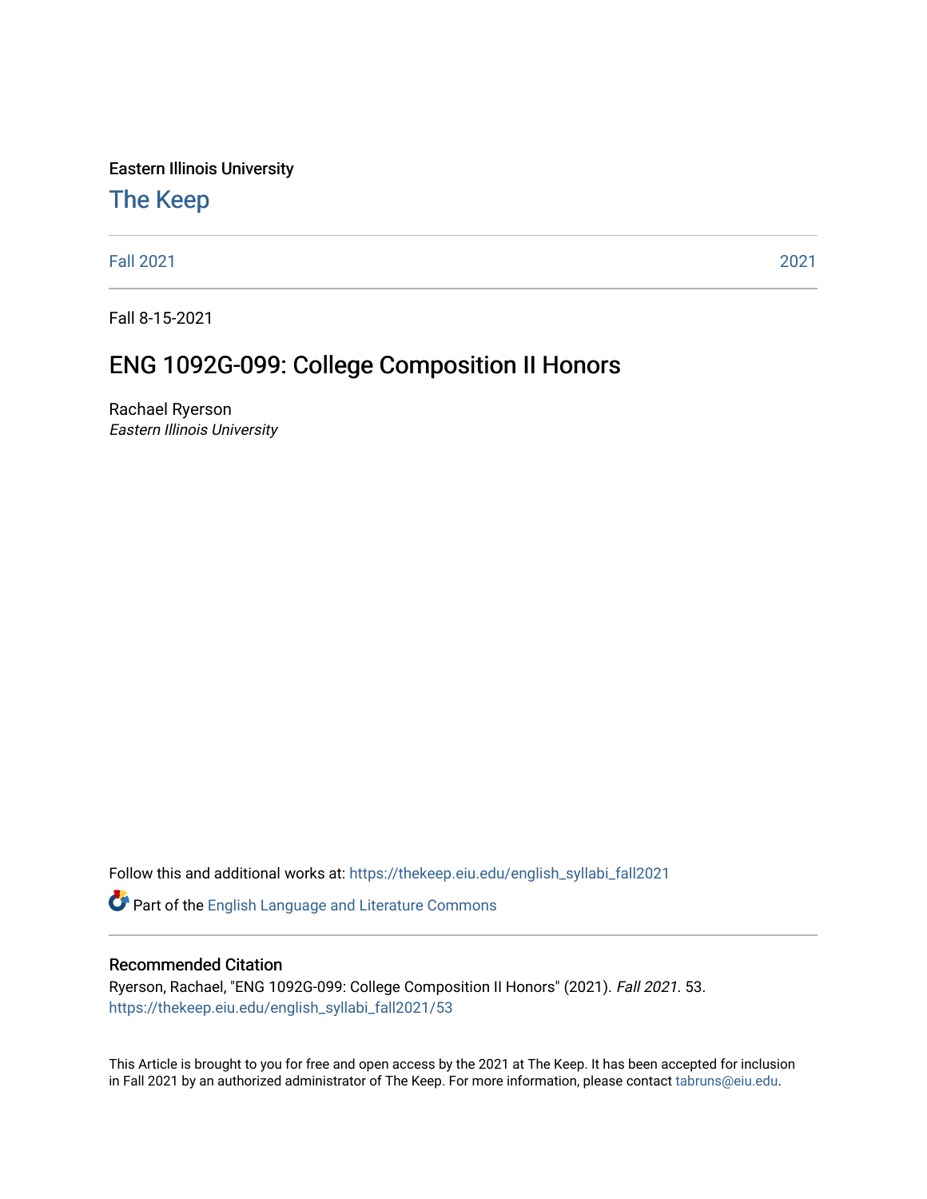Eastern Illinois University

## The Keep

Fall 2021 | 2021

Fall 8-15-2021

# ENG 1092G-099: College Composition II Honors

Rachael Ryerson
*Eastern Illinois University*

Follow this and additional works at: https://thekeep.eiu.edu/english_syllabi_fall2021

Part of the English Language and Literature Commons

### Recommended Citation

Ryerson, Rachael, "ENG 1092G-099: College Composition II Honors" (2021). *Fall 2021*. 53.
https://thekeep.eiu.edu/english_syllabi_fall2021/53

This Article is brought to you for free and open access by the 2021 at The Keep. It has been accepted for inclusion in Fall 2021 by an authorized administrator of The Keep. For more information, please contact tabruns@eiu.edu.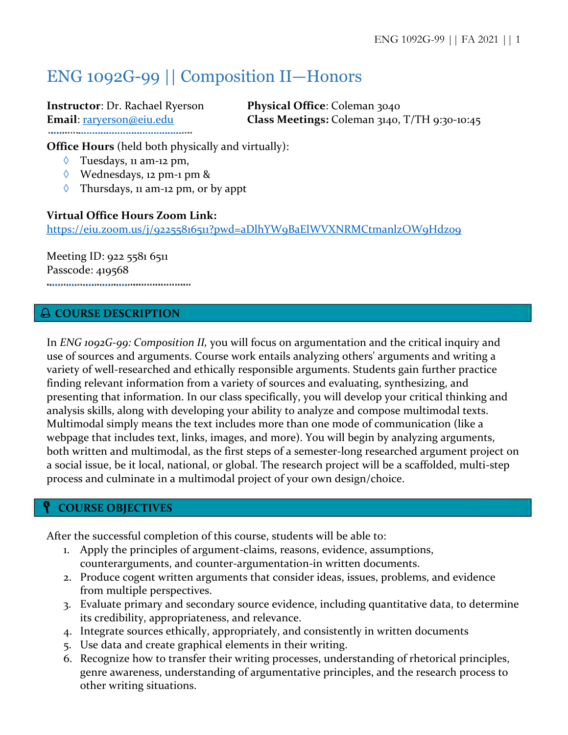# ENG 1092G-99 || Composition II—Honors

**Instructor**: Dr. Rachael Ryerson
**Email**: raryerson@eiu.edu

**Physical Office**: Coleman 3040
**Class Meetings:** Coleman 3140, T/TH 9:30-10:45

**Office Hours** (held both physically and virtually):

- Tuesdays, 11 am-12 pm,
- Wednesdays, 12 pm-1 pm &
- Thursdays, 11 am-12 pm, or by appt

**Virtual Office Hours Zoom Link:**
https://eiu.zoom.us/j/92255816511?pwd=aDlhYW9BaElWVXNRMCtmanlzOW9Hdz09

Meeting ID: 922 5581 6511
Passcode: 419568

## COURSE DESCRIPTION

In *ENG 1092G-99: Composition II,* you will focus on argumentation and the critical inquiry and use of sources and arguments. Course work entails analyzing others' arguments and writing a variety of well-researched and ethically responsible arguments. Students gain further practice finding relevant information from a variety of sources and evaluating, synthesizing, and presenting that information. In our class specifically, you will develop your critical thinking and analysis skills, along with developing your ability to analyze and compose multimodal texts. Multimodal simply means the text includes more than one mode of communication (like a webpage that includes text, links, images, and more). You will begin by analyzing arguments, both written and multimodal, as the first steps of a semester-long researched argument project on a social issue, be it local, national, or global. The research project will be a scaffolded, multi-step process and culminate in a multimodal project of your own design/choice.

## COURSE OBJECTIVES

After the successful completion of this course, students will be able to:

1. Apply the principles of argument-claims, reasons, evidence, assumptions, counterarguments, and counter-argumentation-in written documents.
2. Produce cogent written arguments that consider ideas, issues, problems, and evidence from multiple perspectives.
3. Evaluate primary and secondary source evidence, including quantitative data, to determine its credibility, appropriateness, and relevance.
4. Integrate sources ethically, appropriately, and consistently in written documents
5. Use data and create graphical elements in their writing.
6. Recognize how to transfer their writing processes, understanding of rhetorical principles, genre awareness, understanding of argumentative principles, and the research process to other writing situations.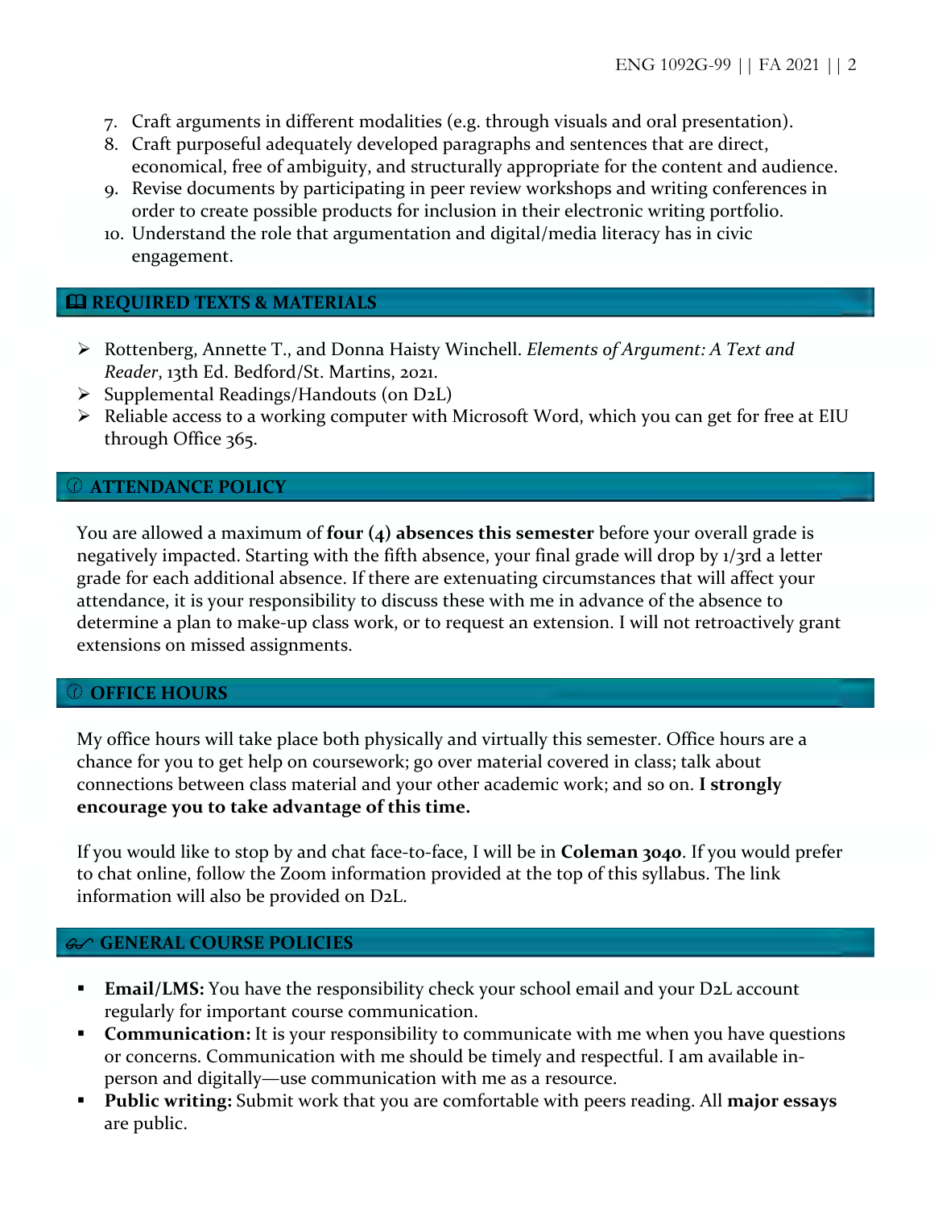7. Craft arguments in different modalities (e.g. through visuals and oral presentation).
8. Craft purposeful adequately developed paragraphs and sentences that are direct, economical, free of ambiguity, and structurally appropriate for the content and audience.
9. Revise documents by participating in peer review workshops and writing conferences in order to create possible products for inclusion in their electronic writing portfolio.
10. Understand the role that argumentation and digital/media literacy has in civic engagement.

## REQUIRED TEXTS & MATERIALS

- Rottenberg, Annette T., and Donna Haisty Winchell. *Elements of Argument: A Text and Reader*, 13th Ed. Bedford/St. Martins, 2021.
- Supplemental Readings/Handouts (on D2L)
- Reliable access to a working computer with Microsoft Word, which you can get for free at EIU through Office 365.

## ATTENDANCE POLICY

You are allowed a maximum of **four (4) absences this semester** before your overall grade is negatively impacted. Starting with the fifth absence, your final grade will drop by 1/3rd a letter grade for each additional absence. If there are extenuating circumstances that will affect your attendance, it is your responsibility to discuss these with me in advance of the absence to determine a plan to make-up class work, or to request an extension. I will not retroactively grant extensions on missed assignments.

## OFFICE HOURS

My office hours will take place both physically and virtually this semester. Office hours are a chance for you to get help on coursework; go over material covered in class; talk about connections between class material and your other academic work; and so on. **I strongly encourage you to take advantage of this time.**

If you would like to stop by and chat face-to-face, I will be in **Coleman 3040**. If you would prefer to chat online, follow the Zoom information provided at the top of this syllabus. The link information will also be provided on D2L.

## GENERAL COURSE POLICIES

- **Email/LMS:** You have the responsibility check your school email and your D2L account regularly for important course communication.
- **Communication:** It is your responsibility to communicate with me when you have questions or concerns. Communication with me should be timely and respectful. I am available in-person and digitally—use communication with me as a resource.
- **Public writing:** Submit work that you are comfortable with peers reading. All **major essays** are public.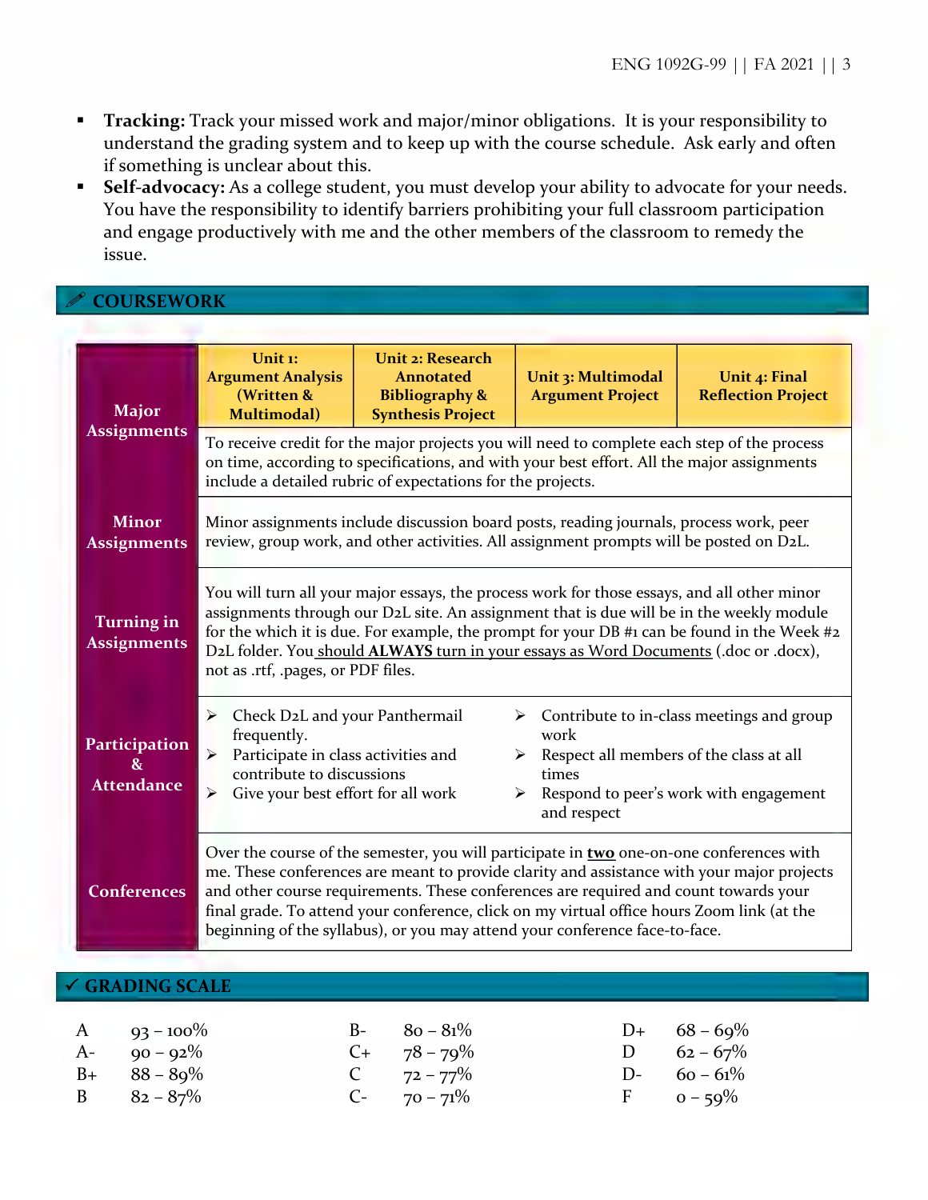- **Tracking:** Track your missed work and major/minor obligations. It is your responsibility to understand the grading system and to keep up with the course schedule. Ask early and often if something is unclear about this.
- **Self-advocacy:** As a college student, you must develop your ability to advocate for your needs. You have the responsibility to identify barriers prohibiting your full classroom participation and engage productively with me and the other members of the classroom to remedy the issue.

## COURSEWORK

| | | | | |
|---|---|---|---|---|
| **Major Assignments** | **Unit 1: Argument Analysis (Written & Multimodal)** | **Unit 2: Research Annotated Bibliography & Synthesis Project** | **Unit 3: Multimodal Argument Project** | **Unit 4: Final Reflection Project** |
| | To receive credit for the major projects you will need to complete each step of the process on time, according to specifications, and with your best effort. All the major assignments include a detailed rubric of expectations for the projects. | | | |
| **Minor Assignments** | Minor assignments include discussion board posts, reading journals, process work, peer review, group work, and other activities. All assignment prompts will be posted on D2L. | | | |
| **Turning in Assignments** | You will turn all your major essays, the process work for those essays, and all other minor assignments through our D2L site. An assignment that is due will be in the weekly module for the which it is due. For example, the prompt for your DB #1 can be found in the Week #2 D2L folder. You should **ALWAYS** turn in your essays as Word Documents (.doc or .docx), not as .rtf, .pages, or PDF files. | | | |
| **Participation & Attendance** | ➢ Check D2L and your Panthermail frequently. ➢ Participate in class activities and contribute to discussions ➢ Give your best effort for all work ➢ Contribute to in-class meetings and group work ➢ Respect all members of the class at all times ➢ Respond to peer's work with engagement and respect | | | |
| **Conferences** | Over the course of the semester, you will participate in **two** one-on-one conferences with me. These conferences are meant to provide clarity and assistance with your major projects and other course requirements. These conferences are required and count towards your final grade. To attend your conference, click on my virtual office hours Zoom link (at the beginning of the syllabus), or you may attend your conference face-to-face. | | | |

## ✓ GRADING SCALE

| | | | | | |
|---|---|---|---|---|---|
| A | 93 – 100% | B- | 80 – 81% | D+ | 68 – 69% |
| A- | 90 – 92% | C+ | 78 – 79% | D | 62 – 67% |
| B+ | 88 – 89% | C | 72 – 77% | D- | 60 – 61% |
| B | 82 – 87% | C- | 70 – 71% | F | 0 – 59% |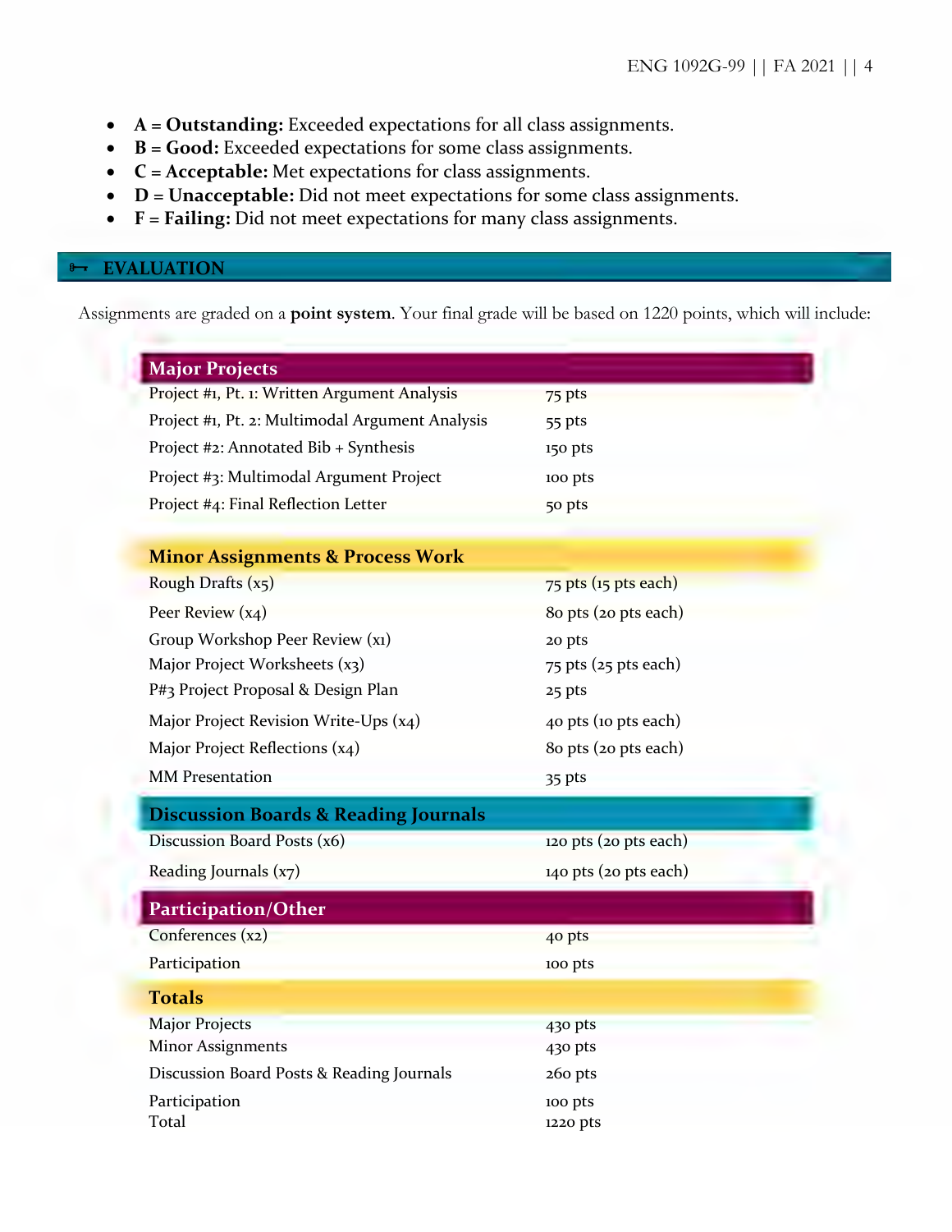- **A = Outstanding:** Exceeded expectations for all class assignments.
- **B = Good:** Exceeded expectations for some class assignments.
- **C = Acceptable:** Met expectations for class assignments.
- **D = Unacceptable:** Did not meet expectations for some class assignments.
- **F = Failing:** Did not meet expectations for many class assignments.

## EVALUATION

Assignments are graded on a **point system**. Your final grade will be based on 1220 points, which will include:

| **Major Projects** | |
|---|---|
| Project #1, Pt. 1: Written Argument Analysis | 75 pts |
| Project #1, Pt. 2: Multimodal Argument Analysis | 55 pts |
| Project #2: Annotated Bib + Synthesis | 150 pts |
| Project #3: Multimodal Argument Project | 100 pts |
| Project #4: Final Reflection Letter | 50 pts |
| **Minor Assignments & Process Work** | |
| Rough Drafts (x5) | 75 pts (15 pts each) |
| Peer Review (x4) | 80 pts (20 pts each) |
| Group Workshop Peer Review (x1) | 20 pts |
| Major Project Worksheets (x3) | 75 pts (25 pts each) |
| P#3 Project Proposal & Design Plan | 25 pts |
| Major Project Revision Write-Ups (x4) | 40 pts (10 pts each) |
| Major Project Reflections (x4) | 80 pts (20 pts each) |
| MM Presentation | 35 pts |
| **Discussion Boards & Reading Journals** | |
| Discussion Board Posts (x6) | 120 pts (20 pts each) |
| Reading Journals (x7) | 140 pts (20 pts each) |
| **Participation/Other** | |
| Conferences (x2) | 40 pts |
| Participation | 100 pts |
| **Totals** | |
| Major Projects | 430 pts |
| Minor Assignments | 430 pts |
| Discussion Board Posts & Reading Journals | 260 pts |
| Participation | 100 pts |
| Total | 1220 pts |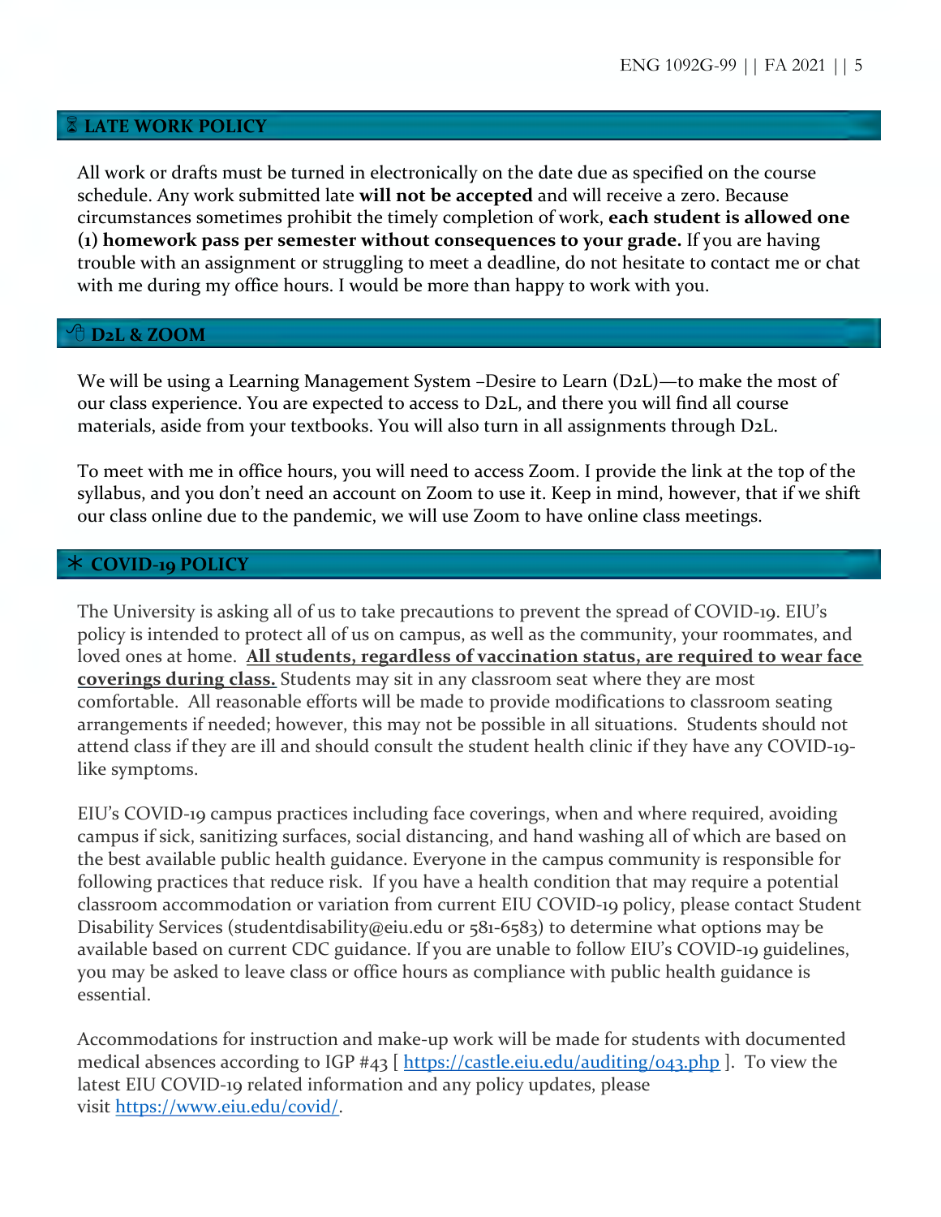## ⌛ LATE WORK POLICY

All work or drafts must be turned in electronically on the date due as specified on the course schedule. Any work submitted late **will not be accepted** and will receive a zero. Because circumstances sometimes prohibit the timely completion of work, **each student is allowed one (1) homework pass per semester without consequences to your grade.** If you are having trouble with an assignment or struggling to meet a deadline, do not hesitate to contact me or chat with me during my office hours. I would be more than happy to work with you.

## D2L & ZOOM

We will be using a Learning Management System –Desire to Learn (D2L)—to make the most of our class experience. You are expected to access to D2L, and there you will find all course materials, aside from your textbooks. You will also turn in all assignments through D2L.

To meet with me in office hours, you will need to access Zoom. I provide the link at the top of the syllabus, and you don't need an account on Zoom to use it. Keep in mind, however, that if we shift our class online due to the pandemic, we will use Zoom to have online class meetings.

## ✳ COVID-19 POLICY

The University is asking all of us to take precautions to prevent the spread of COVID-19. EIU's policy is intended to protect all of us on campus, as well as the community, your roommates, and loved ones at home. **<u>All students, regardless of vaccination status, are required to wear face coverings during class.</u>** Students may sit in any classroom seat where they are most comfortable. All reasonable efforts will be made to provide modifications to classroom seating arrangements if needed; however, this may not be possible in all situations. Students should not attend class if they are ill and should consult the student health clinic if they have any COVID-19-like symptoms.

EIU's COVID-19 campus practices including face coverings, when and where required, avoiding campus if sick, sanitizing surfaces, social distancing, and hand washing all of which are based on the best available public health guidance. Everyone in the campus community is responsible for following practices that reduce risk. If you have a health condition that may require a potential classroom accommodation or variation from current EIU COVID-19 policy, please contact Student Disability Services (studentdisability@eiu.edu or 581-6583) to determine what options may be available based on current CDC guidance. If you are unable to follow EIU's COVID-19 guidelines, you may be asked to leave class or office hours as compliance with public health guidance is essential.

Accommodations for instruction and make-up work will be made for students with documented medical absences according to IGP #43 [ https://castle.eiu.edu/auditing/043.php ]. To view the latest EIU COVID-19 related information and any policy updates, please visit https://www.eiu.edu/covid/.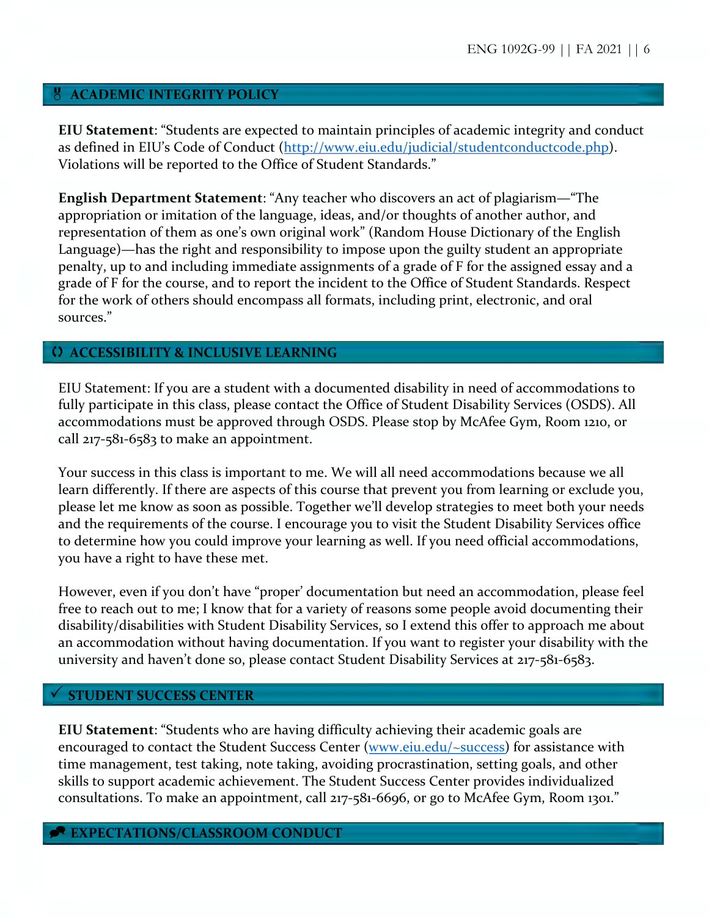## ACADEMIC INTEGRITY POLICY

**EIU Statement**: "Students are expected to maintain principles of academic integrity and conduct as defined in EIU's Code of Conduct (http://www.eiu.edu/judicial/studentconductcode.php). Violations will be reported to the Office of Student Standards."

**English Department Statement**: "Any teacher who discovers an act of plagiarism—"The appropriation or imitation of the language, ideas, and/or thoughts of another author, and representation of them as one's own original work" (Random House Dictionary of the English Language)—has the right and responsibility to impose upon the guilty student an appropriate penalty, up to and including immediate assignments of a grade of F for the assigned essay and a grade of F for the course, and to report the incident to the Office of Student Standards. Respect for the work of others should encompass all formats, including print, electronic, and oral sources."

## ACCESSIBILITY & INCLUSIVE LEARNING

EIU Statement: If you are a student with a documented disability in need of accommodations to fully participate in this class, please contact the Office of Student Disability Services (OSDS). All accommodations must be approved through OSDS. Please stop by McAfee Gym, Room 1210, or call 217-581-6583 to make an appointment.

Your success in this class is important to me. We will all need accommodations because we all learn differently. If there are aspects of this course that prevent you from learning or exclude you, please let me know as soon as possible. Together we'll develop strategies to meet both your needs and the requirements of the course. I encourage you to visit the Student Disability Services office to determine how you could improve your learning as well. If you need official accommodations, you have a right to have these met.

However, even if you don't have "proper' documentation but need an accommodation, please feel free to reach out to me; I know that for a variety of reasons some people avoid documenting their disability/disabilities with Student Disability Services, so I extend this offer to approach me about an accommodation without having documentation. If you want to register your disability with the university and haven't done so, please contact Student Disability Services at 217-581-6583.

## STUDENT SUCCESS CENTER

**EIU Statement**: "Students who are having difficulty achieving their academic goals are encouraged to contact the Student Success Center (www.eiu.edu/~success) for assistance with time management, test taking, note taking, avoiding procrastination, setting goals, and other skills to support academic achievement. The Student Success Center provides individualized consultations. To make an appointment, call 217-581-6696, or go to McAfee Gym, Room 1301."

## EXPECTATIONS/CLASSROOM CONDUCT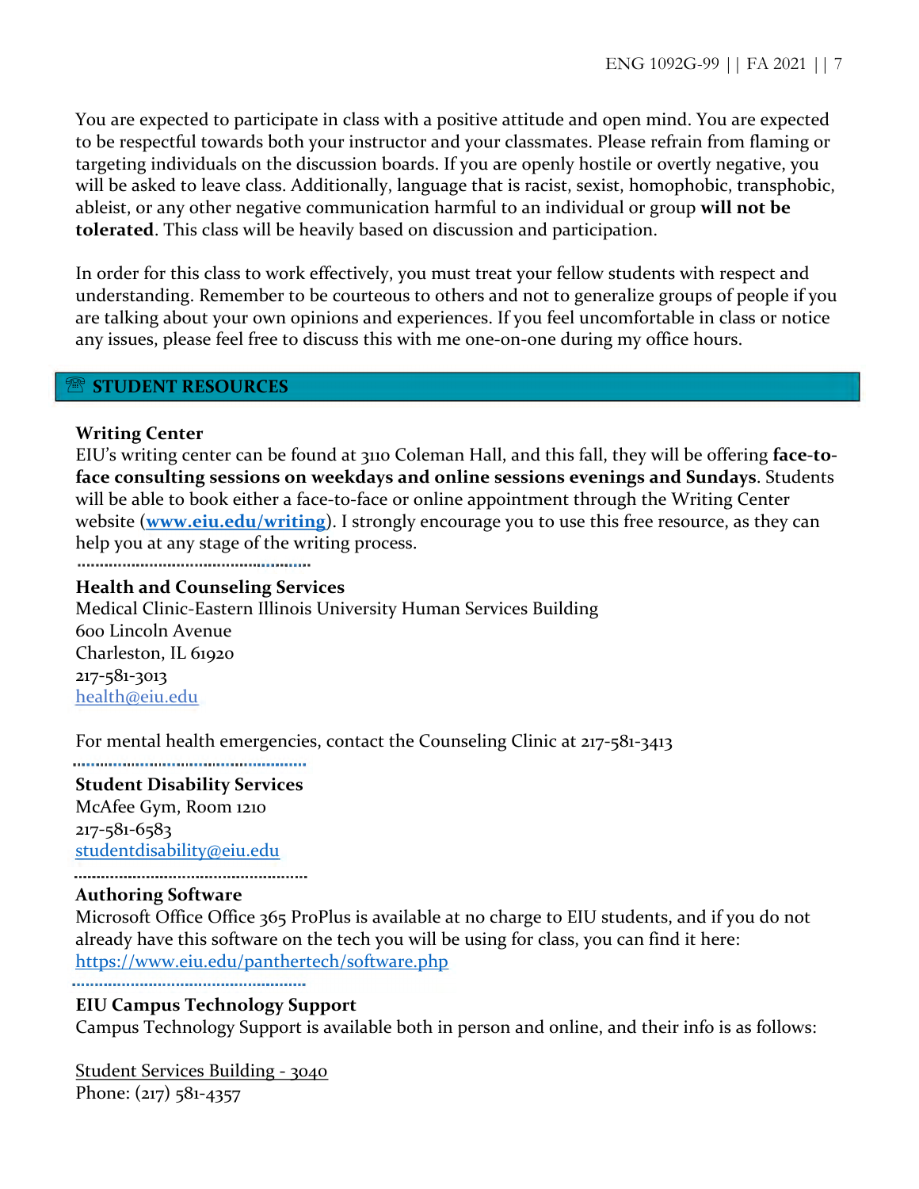You are expected to participate in class with a positive attitude and open mind. You are expected to be respectful towards both your instructor and your classmates. Please refrain from flaming or targeting individuals on the discussion boards. If you are openly hostile or overtly negative, you will be asked to leave class. Additionally, language that is racist, sexist, homophobic, transphobic, ableist, or any other negative communication harmful to an individual or group **will not be tolerated**. This class will be heavily based on discussion and participation.

In order for this class to work effectively, you must treat your fellow students with respect and understanding. Remember to be courteous to others and not to generalize groups of people if you are talking about your own opinions and experiences. If you feel uncomfortable in class or notice any issues, please feel free to discuss this with me one-on-one during my office hours.

## ☏ STUDENT RESOURCES

**Writing Center**
EIU's writing center can be found at 3110 Coleman Hall, and this fall, they will be offering **face-to-face consulting sessions on weekdays and online sessions evenings and Sundays**. Students will be able to book either a face-to-face or online appointment through the Writing Center website (**www.eiu.edu/writing**). I strongly encourage you to use this free resource, as they can help you at any stage of the writing process.

**Health and Counseling Services**
Medical Clinic-Eastern Illinois University Human Services Building
600 Lincoln Avenue
Charleston, IL 61920
217-581-3013
health@eiu.edu

For mental health emergencies, contact the Counseling Clinic at 217-581-3413

**Student Disability Services**
McAfee Gym, Room 1210
217-581-6583
studentdisability@eiu.edu

**Authoring Software**
Microsoft Office Office 365 ProPlus is available at no charge to EIU students, and if you do not already have this software on the tech you will be using for class, you can find it here: https://www.eiu.edu/panthertech/software.php

**EIU Campus Technology Support**
Campus Technology Support is available both in person and online, and their info is as follows:

Student Services Building - 3040
Phone: (217) 581-4357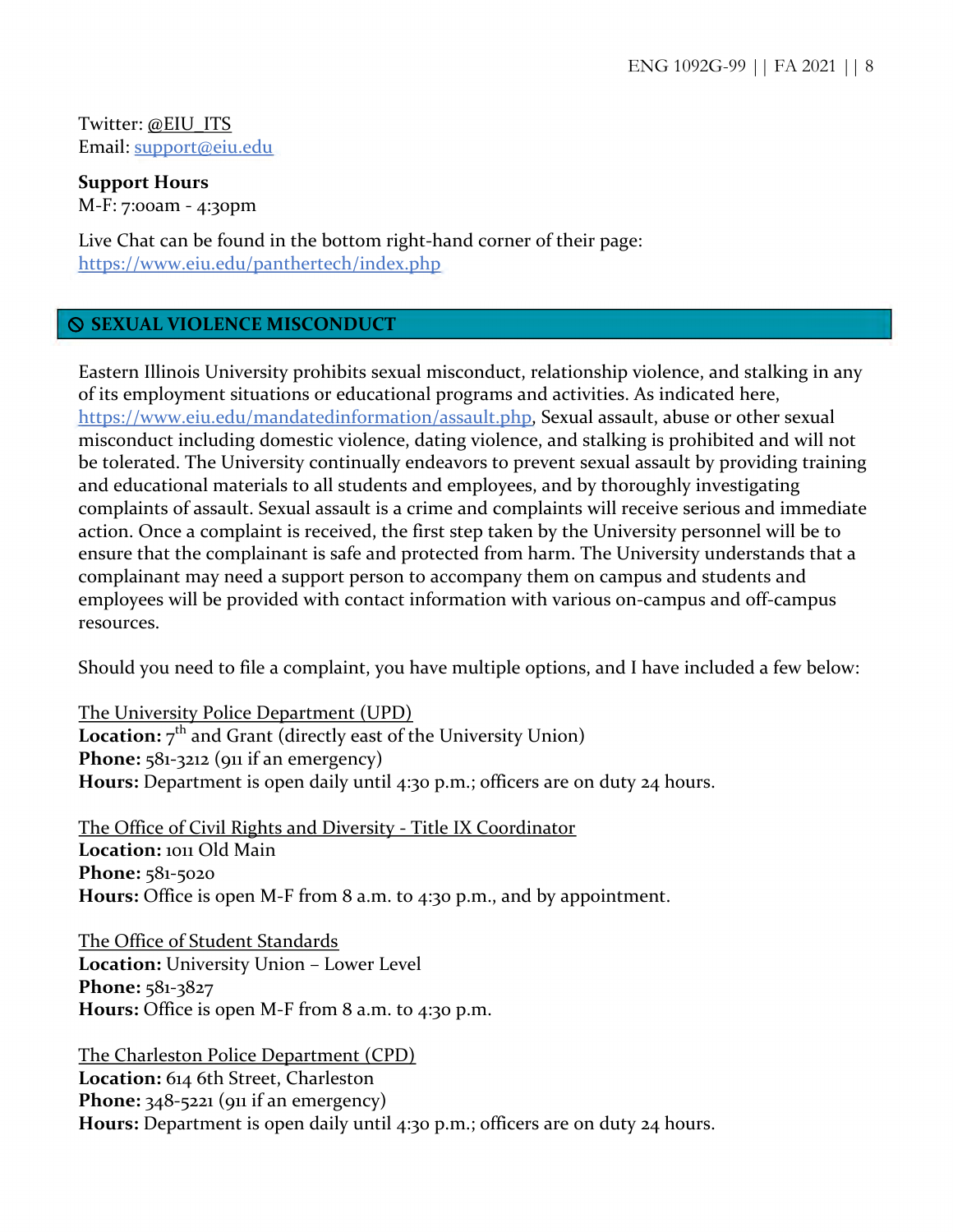Twitter: @EIU_ITS
Email: support@eiu.edu

**Support Hours**
M-F: 7:00am - 4:30pm

Live Chat can be found in the bottom right-hand corner of their page: https://www.eiu.edu/panthertech/index.php

## ⦸ SEXUAL VIOLENCE MISCONDUCT

Eastern Illinois University prohibits sexual misconduct, relationship violence, and stalking in any of its employment situations or educational programs and activities. As indicated here, https://www.eiu.edu/mandatedinformation/assault.php, Sexual assault, abuse or other sexual misconduct including domestic violence, dating violence, and stalking is prohibited and will not be tolerated. The University continually endeavors to prevent sexual assault by providing training and educational materials to all students and employees, and by thoroughly investigating complaints of assault. Sexual assault is a crime and complaints will receive serious and immediate action. Once a complaint is received, the first step taken by the University personnel will be to ensure that the complainant is safe and protected from harm. The University understands that a complainant may need a support person to accompany them on campus and students and employees will be provided with contact information with various on-campus and off-campus resources.

Should you need to file a complaint, you have multiple options, and I have included a few below:

The University Police Department (UPD)
**Location:** 7th and Grant (directly east of the University Union)
**Phone:** 581-3212 (911 if an emergency)
**Hours:** Department is open daily until 4:30 p.m.; officers are on duty 24 hours.

The Office of Civil Rights and Diversity - Title IX Coordinator
**Location:** 1011 Old Main
**Phone:** 581-5020
**Hours:** Office is open M-F from 8 a.m. to 4:30 p.m., and by appointment.

The Office of Student Standards
**Location:** University Union – Lower Level
**Phone:** 581-3827
**Hours:** Office is open M-F from 8 a.m. to 4:30 p.m.

The Charleston Police Department (CPD)
**Location:** 614 6th Street, Charleston
**Phone:** 348-5221 (911 if an emergency)
**Hours:** Department is open daily until 4:30 p.m.; officers are on duty 24 hours.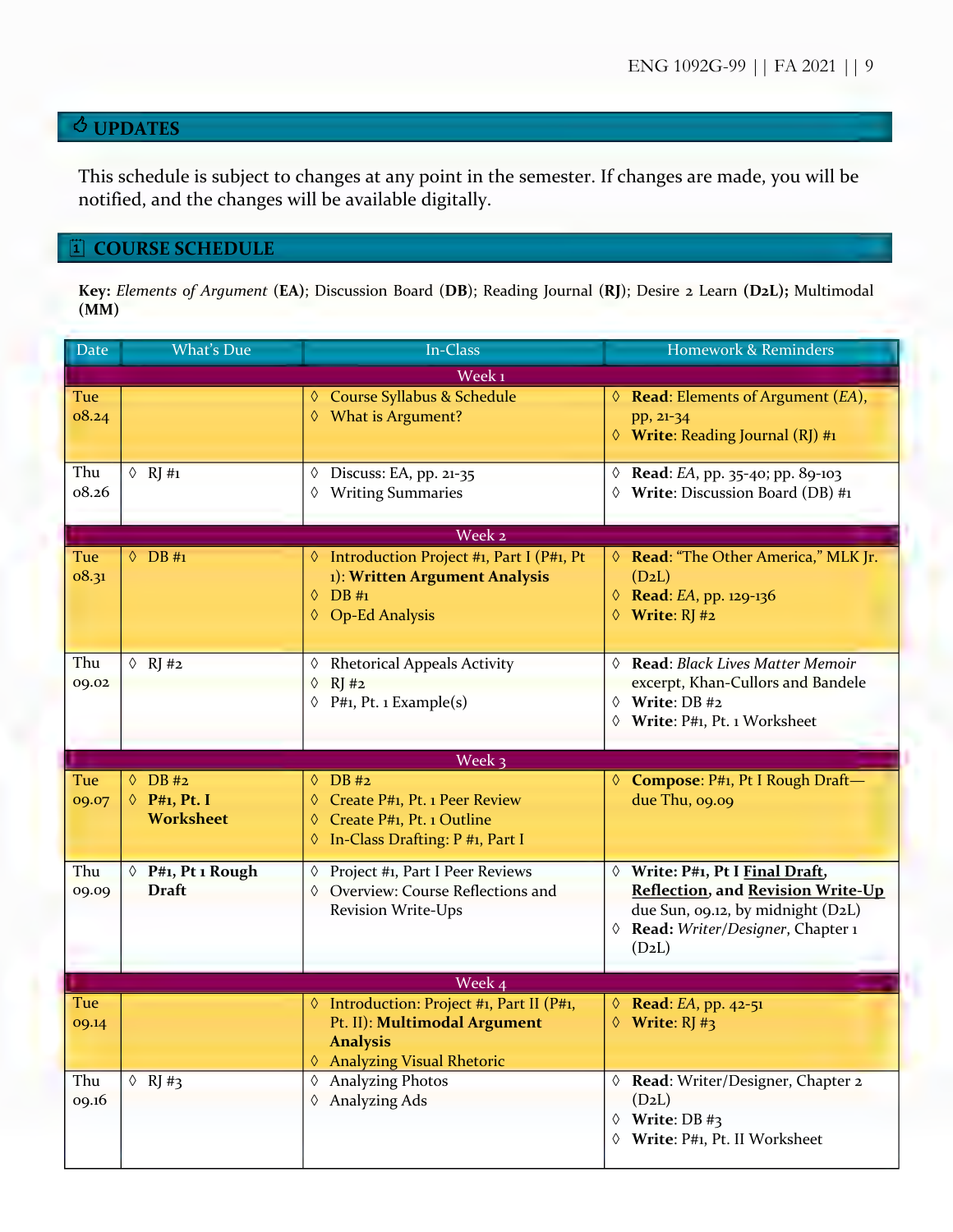## UPDATES

This schedule is subject to changes at any point in the semester. If changes are made, you will be notified, and the changes will be available digitally.

## COURSE SCHEDULE

**Key:** *Elements of Argument* (**EA**); Discussion Board (**DB**); Reading Journal (**RJ**); Desire 2 Learn (**D2L**); Multimodal (**MM**)

| Date | What's Due | In-Class | Homework & Reminders |
|---|---|---|---|
| | | Week 1 | |
| Tue 08.24 | | ◊ Course Syllabus & Schedule<br>◊ What is Argument? | ◊ **Read**: Elements of Argument (*EA*), pp, 21-34<br>◊ **Write**: Reading Journal (RJ) #1 |
| Thu 08.26 | ◊ RJ #1 | ◊ Discuss: EA, pp. 21-35<br>◊ Writing Summaries | ◊ **Read**: *EA*, pp. 35-40; pp. 89-103<br>◊ **Write**: Discussion Board (DB) #1 |
| | | Week 2 | |
| Tue 08.31 | ◊ DB #1 | ◊ Introduction Project #1, Part I (P#1, Pt 1): **Written Argument Analysis**<br>◊ DB #1<br>◊ Op-Ed Analysis | ◊ **Read**: "The Other America," MLK Jr. (D2L)<br>◊ **Read**: *EA*, pp. 129-136<br>◊ **Write**: RJ #2 |
| Thu 09.02 | ◊ RJ #2 | ◊ Rhetorical Appeals Activity<br>◊ RJ #2<br>◊ P#1, Pt. 1 Example(s) | ◊ **Read**: *Black Lives Matter Memoir* excerpt, Khan-Cullors and Bandele<br>◊ **Write**: DB #2<br>◊ **Write**: P#1, Pt. 1 Worksheet |
| | | Week 3 | |
| Tue 09.07 | ◊ DB #2<br>◊ **P#1, Pt. I Worksheet** | ◊ DB #2<br>◊ Create P#1, Pt. 1 Peer Review<br>◊ Create P#1, Pt. 1 Outline<br>◊ In-Class Drafting: P #1, Part I | ◊ **Compose**: P#1, Pt I Rough Draft—due Thu, 09.09 |
| Thu 09.09 | ◊ **P#1, Pt 1 Rough Draft** | ◊ Project #1, Part I Peer Reviews<br>◊ Overview: Course Reflections and Revision Write-Ups | ◊ **Write: P#1, Pt I <u>Final Draft</u>, <u>Reflection</u>, and <u>Revision Write-Up</u>** due Sun, 09.12, by midnight (D2L)<br>◊ **Read:** *Writer/Designer*, Chapter 1 (D2L) |
| | | Week 4 | |
| Tue 09.14 | | ◊ Introduction: Project #1, Part II (P#1, Pt. II): **Multimodal Argument Analysis**<br>◊ Analyzing Visual Rhetoric | ◊ **Read:** *EA*, pp. 42-51<br>◊ **Write**: RJ #3 |
| Thu 09.16 | ◊ RJ #3 | ◊ Analyzing Photos<br>◊ Analyzing Ads | ◊ **Read**: Writer/Designer, Chapter 2 (D2L)<br>◊ **Write**: DB #3<br>◊ **Write**: P#1, Pt. II Worksheet |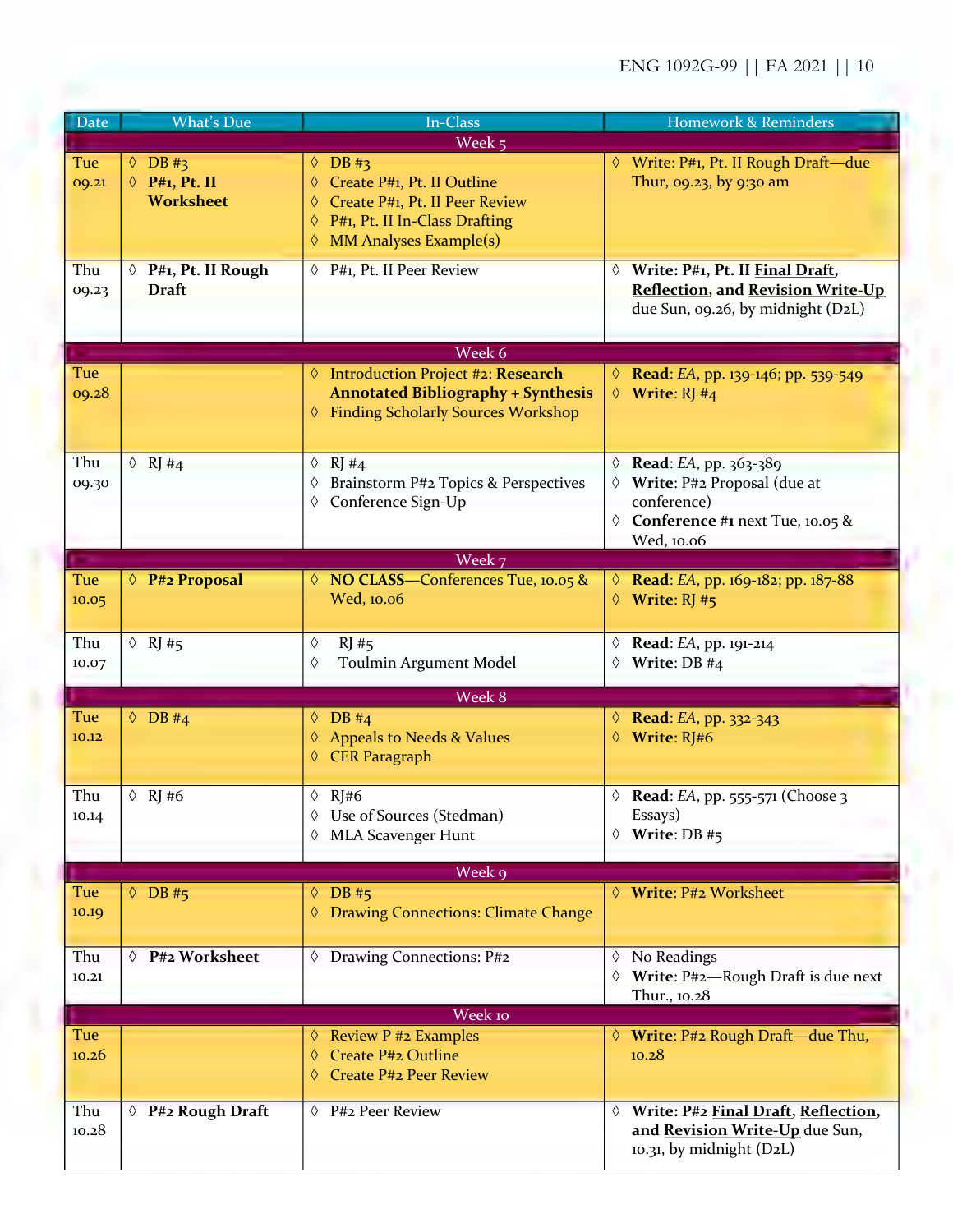| Date | What's Due | In-Class | Homework & Reminders |
|---|---|---|---|
| | | **Week 5** | |
| Tue 09.21 | ◊ DB #3<br>◊ **P#1, Pt. II Worksheet** | ◊ DB #3<br>◊ Create P#1, Pt. II Outline<br>◊ Create P#1, Pt. II Peer Review<br>◊ P#1, Pt. II In-Class Drafting<br>◊ MM Analyses Example(s) | ◊ Write: P#1, Pt. II Rough Draft—due Thur, 09.23, by 9:30 am |
| Thu 09.23 | ◊ **P#1, Pt. II Rough Draft** | ◊ P#1, Pt. II Peer Review | ◊ **Write: P#1, Pt. II Final Draft, Reflection, and Revision Write-Up** due Sun, 09.26, by midnight (D2L) |
| | | **Week 6** | |
| Tue 09.28 | | ◊ Introduction Project #2: **Research Annotated Bibliography + Synthesis**<br>◊ Finding Scholarly Sources Workshop | ◊ **Read**: *EA*, pp. 139-146; pp. 539-549<br>◊ **Write**: RJ #4 |
| Thu 09.30 | ◊ RJ #4 | ◊ RJ #4<br>◊ Brainstorm P#2 Topics & Perspectives<br>◊ Conference Sign-Up | ◊ **Read**: *EA*, pp. 363-389<br>◊ **Write**: P#2 Proposal (due at conference)<br>◊ **Conference #1** next Tue, 10.05 & Wed, 10.06 |
| | | **Week 7** | |
| Tue 10.05 | ◊ **P#2 Proposal** | ◊ **NO CLASS**—Conferences Tue, 10.05 & Wed, 10.06 | ◊ **Read**: *EA*, pp. 169-182; pp. 187-88<br>◊ **Write**: RJ #5 |
| Thu 10.07 | ◊ RJ #5 | ◊ RJ #5<br>◊ Toulmin Argument Model | ◊ **Read**: *EA*, pp. 191-214<br>◊ **Write**: DB #4 |
| | | **Week 8** | |
| Tue 10.12 | ◊ DB #4 | ◊ DB #4<br>◊ Appeals to Needs & Values<br>◊ CER Paragraph | ◊ **Read**: *EA*, pp. 332-343<br>◊ **Write**: RJ#6 |
| Thu 10.14 | ◊ RJ #6 | ◊ RJ#6<br>◊ Use of Sources (Stedman)<br>◊ MLA Scavenger Hunt | ◊ **Read**: *EA*, pp. 555-571 (Choose 3 Essays)<br>◊ **Write**: DB #5 |
| | | **Week 9** | |
| Tue 10.19 | ◊ DB #5 | ◊ DB #5<br>◊ Drawing Connections: Climate Change | ◊ **Write**: P#2 Worksheet |
| Thu 10.21 | ◊ **P#2 Worksheet** | ◊ Drawing Connections: P#2 | ◊ No Readings<br>◊ **Write**: P#2—Rough Draft is due next Thur., 10.28 |
| | | **Week 10** | |
| Tue 10.26 | | ◊ Review P #2 Examples<br>◊ Create P#2 Outline<br>◊ Create P#2 Peer Review | ◊ **Write**: P#2 Rough Draft—due Thu, 10.28 |
| Thu 10.28 | ◊ **P#2 Rough Draft** | ◊ P#2 Peer Review | ◊ **Write: P#2 Final Draft, Reflection, and Revision Write-Up** due Sun, 10.31, by midnight (D2L) |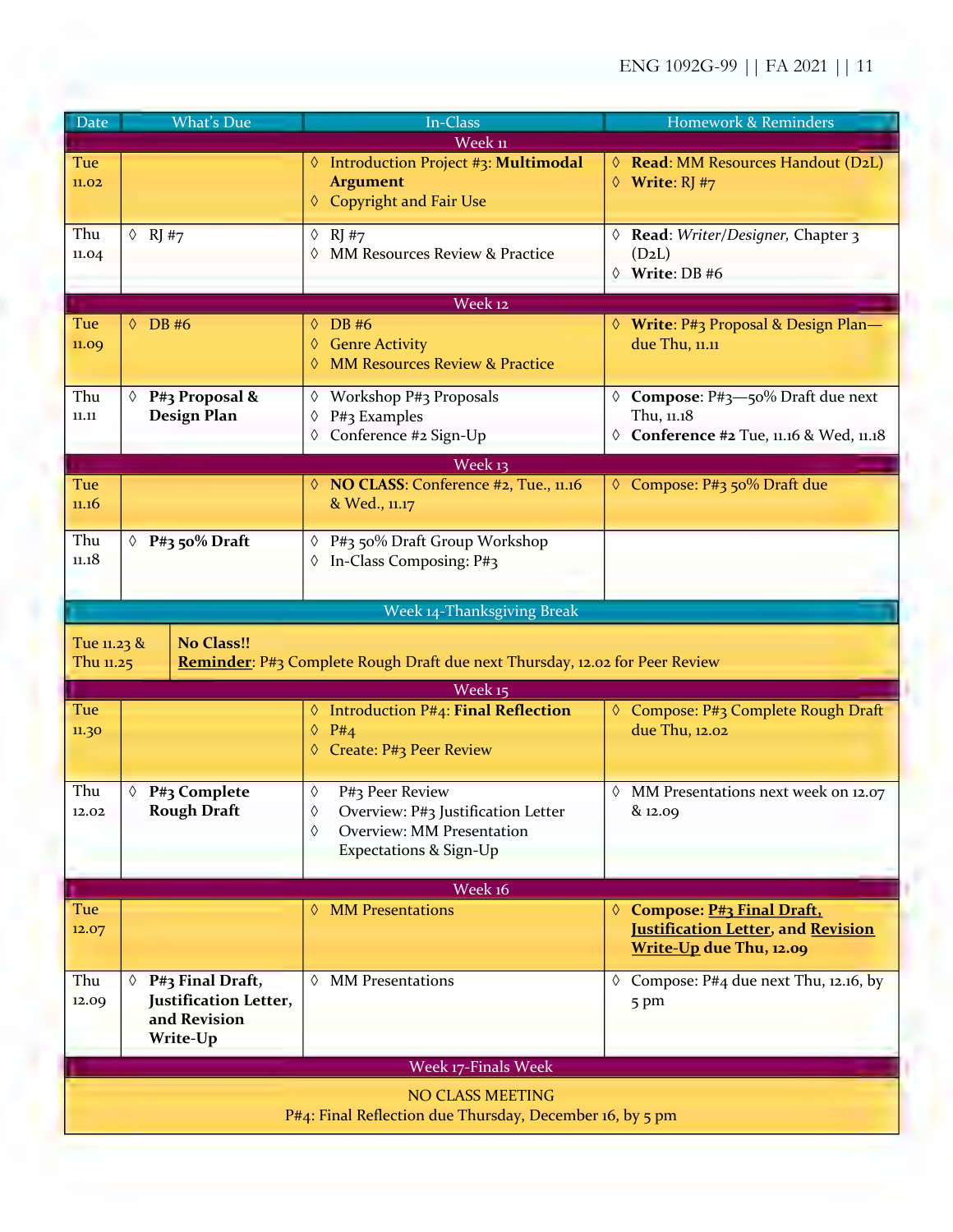| Date | What's Due | In-Class | Homework & Reminders |
|---|---|---|---|
| **Week 11** | | | |
| Tue 11.02 | | ◊ Introduction Project #3: **Multimodal Argument**<br>◊ Copyright and Fair Use | ◊ **Read**: MM Resources Handout (D2L)<br>◊ **Write**: RJ #7 |
| Thu 11.04 | ◊ RJ #7 | ◊ RJ #7<br>◊ MM Resources Review & Practice | ◊ **Read**: *Writer/Designer,* Chapter 3 (D2L)<br>◊ **Write**: DB #6 |
| **Week 12** | | | |
| Tue 11.09 | ◊ DB #6 | ◊ DB #6<br>◊ Genre Activity<br>◊ MM Resources Review & Practice | ◊ **Write**: P#3 Proposal & Design Plan—due Thu, 11.11 |
| Thu 11.11 | ◊ **P#3 Proposal & Design Plan** | ◊ Workshop P#3 Proposals<br>◊ P#3 Examples<br>◊ Conference #2 Sign-Up | ◊ **Compose**: P#3—50% Draft due next Thu, 11.18<br>◊ **Conference #2** Tue, 11.16 & Wed, 11.18 |
| **Week 13** | | | |
| Tue 11.16 | | ◊ **NO CLASS**: Conference #2, Tue., 11.16 & Wed., 11.17 | ◊ Compose: P#3 50% Draft due |
| Thu 11.18 | ◊ **P#3 50% Draft** | ◊ P#3 50% Draft Group Workshop<br>◊ In-Class Composing: P#3 | |
| **Week 14-Thanksgiving Break** | | | |
| Tue 11.23 & Thu 11.25 | **No Class!!**<br>**Reminder**: P#3 Complete Rough Draft due next Thursday, 12.02 for Peer Review | | |
| **Week 15** | | | |
| Tue 11.30 | | ◊ Introduction P#4: **Final Reflection**<br>◊ P#4<br>◊ Create: P#3 Peer Review | ◊ Compose: P#3 Complete Rough Draft due Thu, 12.02 |
| Thu 12.02 | ◊ **P#3 Complete Rough Draft** | ◊ P#3 Peer Review<br>◊ Overview: P#3 Justification Letter<br>◊ Overview: MM Presentation Expectations & Sign-Up | ◊ MM Presentations next week on 12.07 & 12.09 |
| **Week 16** | | | |
| Tue 12.07 | | ◊ MM Presentations | ◊ **Compose: P#3 Final Draft, Justification Letter, and Revision Write-Up due Thu, 12.09** |
| Thu 12.09 | ◊ **P#3 Final Draft, Justification Letter, and Revision Write-Up** | ◊ MM Presentations | ◊ Compose: P#4 due next Thu, 12.16, by 5 pm |
| **Week 17-Finals Week** | | | |
| NO CLASS MEETING<br>P#4: Final Reflection due Thursday, December 16, by 5 pm | | | |